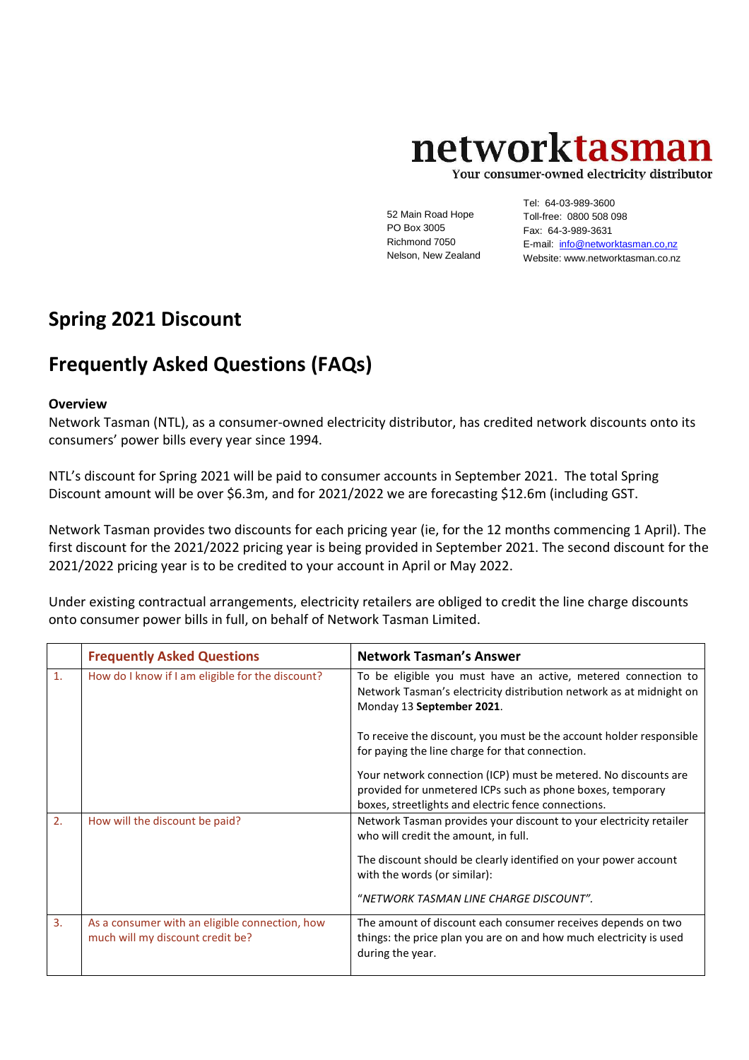# networktasman

Your consumer-owned electricity distributor

52 Main Road Hope
PO Box 3005
Richmond 7050
Nelson, New Zealand

Tel: 64-03-989-3600
Toll-free: 0800 508 098
Fax: 64-3-989-3631
E-mail: info@networktasman.co,nz
Website: www.networktasman.co.nz

## Spring 2021 Discount

## Frequently Asked Questions (FAQs)

**Overview**

Network Tasman (NTL), as a consumer-owned electricity distributor, has credited network discounts onto its consumers' power bills every year since 1994.

NTL's discount for Spring 2021 will be paid to consumer accounts in September 2021. The total Spring Discount amount will be over \$6.3m, and for 2021/2022 we are forecasting \$12.6m (including GST.

Network Tasman provides two discounts for each pricing year (ie, for the 12 months commencing 1 April). The first discount for the 2021/2022 pricing year is being provided in September 2021. The second discount for the 2021/2022 pricing year is to be credited to your account in April or May 2022.

Under existing contractual arrangements, electricity retailers are obliged to credit the line charge discounts onto consumer power bills in full, on behalf of Network Tasman Limited.

| | Frequently Asked Questions | Network Tasman's Answer |
|---|---|---|
| 1. | How do I know if I am eligible for the discount? | To be eligible you must have an active, metered connection to Network Tasman's electricity distribution network as at midnight on Monday 13 **September 2021**.<br><br>To receive the discount, you must be the account holder responsible for paying the line charge for that connection.<br><br>Your network connection (ICP) must be metered. No discounts are provided for unmetered ICPs such as phone boxes, temporary boxes, streetlights and electric fence connections. |
| 2. | How will the discount be paid? | Network Tasman provides your discount to your electricity retailer who will credit the amount, in full.<br><br>The discount should be clearly identified on your power account with the words (or similar):<br><br>"*NETWORK TASMAN LINE CHARGE DISCOUNT*". |
| 3. | As a consumer with an eligible connection, how much will my discount credit be? | The amount of discount each consumer receives depends on two things: the price plan you are on and how much electricity is used during the year. |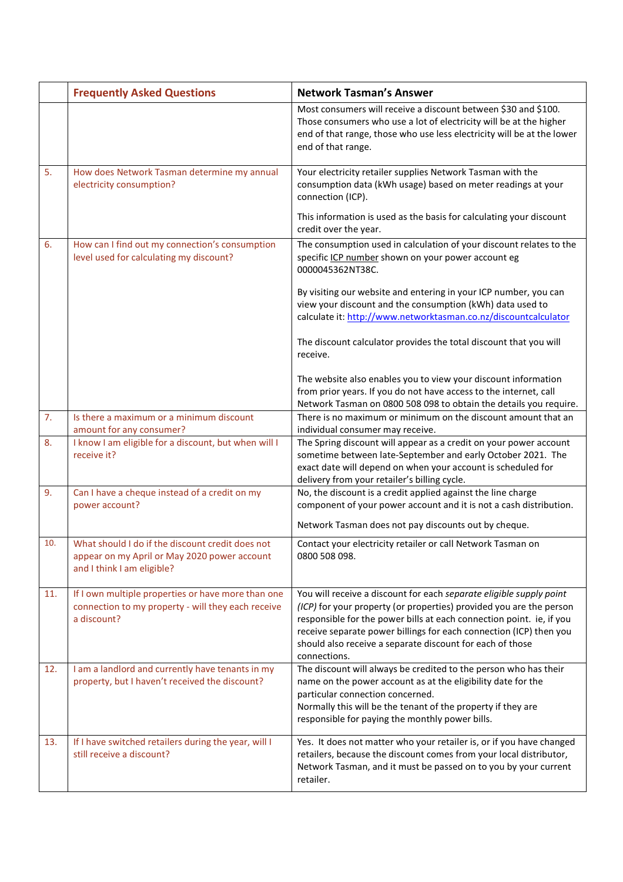|  | Frequently Asked Questions | Network Tasman's Answer |
|---|---|---|
|  |  | Most consumers will receive a discount between $30 and $100. Those consumers who use a lot of electricity will be at the higher end of that range, those who use less electricity will be at the lower end of that range. |
| 5. | How does Network Tasman determine my annual electricity consumption? | Your electricity retailer supplies Network Tasman with the consumption data (kWh usage) based on meter readings at your connection (ICP).<br><br>This information is used as the basis for calculating your discount credit over the year. |
| 6. | How can I find out my connection's consumption level used for calculating my discount? | The consumption used in calculation of your discount relates to the specific ICP number shown on your power account eg 0000045362NT38C.<br><br>By visiting our website and entering in your ICP number, you can view your discount and the consumption (kWh) data used to calculate it: http://www.networktasman.co.nz/discountcalculator<br><br>The discount calculator provides the total discount that you will receive.<br><br>The website also enables you to view your discount information from prior years. If you do not have access to the internet, call Network Tasman on 0800 508 098 to obtain the details you require. |
| 7. | Is there a maximum or a minimum discount amount for any consumer? | There is no maximum or minimum on the discount amount that an individual consumer may receive. |
| 8. | I know I am eligible for a discount, but when will I receive it? | The Spring discount will appear as a credit on your power account sometime between late-September and early October 2021. The exact date will depend on when your account is scheduled for delivery from your retailer's billing cycle. |
| 9. | Can I have a cheque instead of a credit on my power account? | No, the discount is a credit applied against the line charge component of your power account and it is not a cash distribution.<br><br>Network Tasman does not pay discounts out by cheque. |
| 10. | What should I do if the discount credit does not appear on my April or May 2020 power account and I think I am eligible? | Contact your electricity retailer or call Network Tasman on 0800 508 098. |
| 11. | If I own multiple properties or have more than one connection to my property - will they each receive a discount? | You will receive a discount for each *separate eligible supply point (ICP)* for your property (or properties) provided you are the person responsible for the power bills at each connection point. ie, if you receive separate power billings for each connection (ICP) then you should also receive a separate discount for each of those connections. |
| 12. | I am a landlord and currently have tenants in my property, but I haven't received the discount? | The discount will always be credited to the person who has their name on the power account as at the eligibility date for the particular connection concerned.<br>Normally this will be the tenant of the property if they are responsible for paying the monthly power bills. |
| 13. | If I have switched retailers during the year, will I still receive a discount? | Yes. It does not matter who your retailer is, or if you have changed retailers, because the discount comes from your local distributor, Network Tasman, and it must be passed on to you by your current retailer. |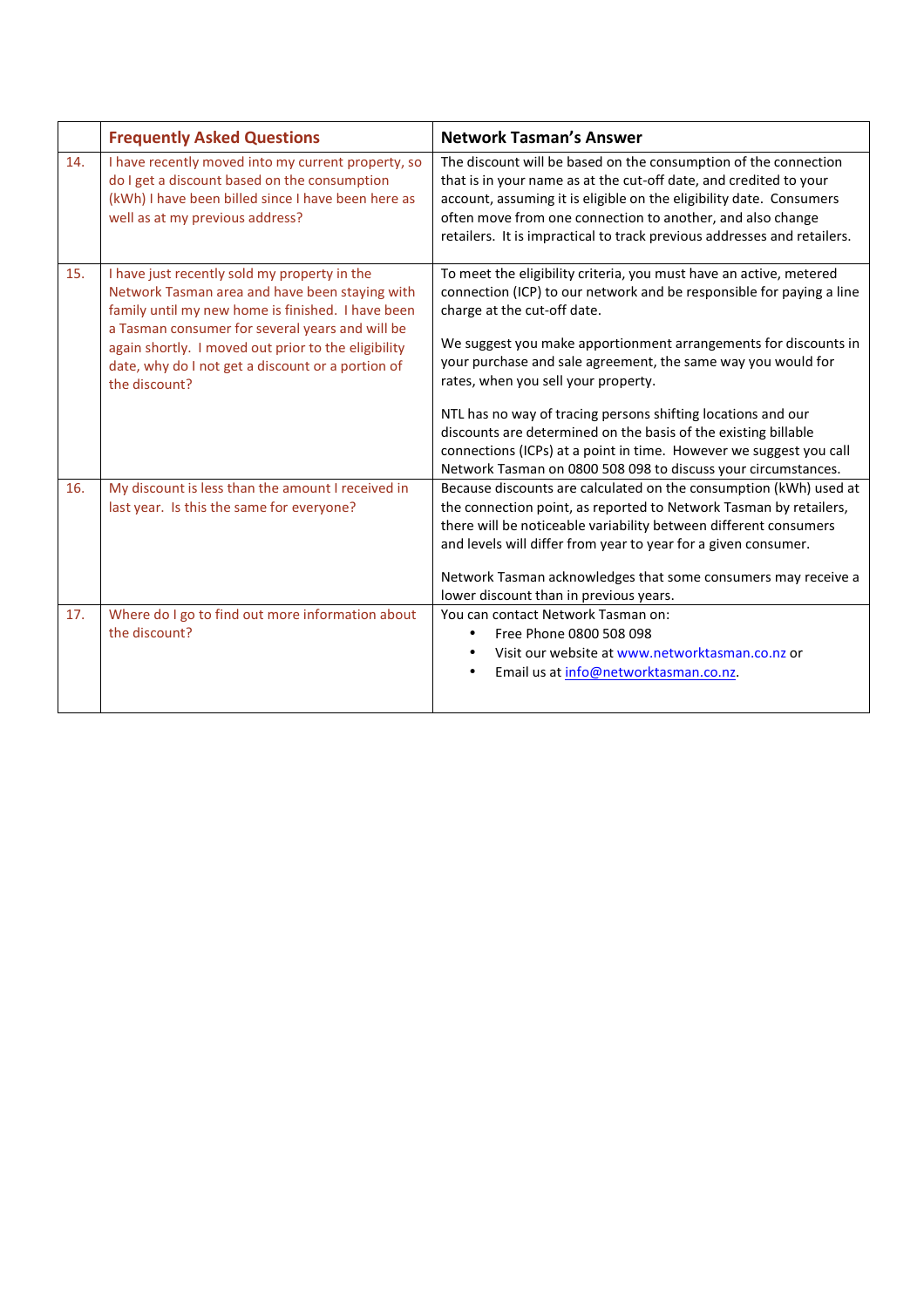| | Frequently Asked Questions | Network Tasman's Answer |
|---|---|---|
| 14. | I have recently moved into my current property, so do I get a discount based on the consumption (kWh) I have been billed since I have been here as well as at my previous address? | The discount will be based on the consumption of the connection that is in your name as at the cut-off date, and credited to your account, assuming it is eligible on the eligibility date. Consumers often move from one connection to another, and also change retailers. It is impractical to track previous addresses and retailers. |
| 15. | I have just recently sold my property in the Network Tasman area and have been staying with family until my new home is finished. I have been a Tasman consumer for several years and will be again shortly. I moved out prior to the eligibility date, why do I not get a discount or a portion of the discount? | To meet the eligibility criteria, you must have an active, metered connection (ICP) to our network and be responsible for paying a line charge at the cut-off date.<br><br>We suggest you make apportionment arrangements for discounts in your purchase and sale agreement, the same way you would for rates, when you sell your property.<br><br>NTL has no way of tracing persons shifting locations and our discounts are determined on the basis of the existing billable connections (ICPs) at a point in time. However we suggest you call Network Tasman on 0800 508 098 to discuss your circumstances. |
| 16. | My discount is less than the amount I received in last year. Is this the same for everyone? | Because discounts are calculated on the consumption (kWh) used at the connection point, as reported to Network Tasman by retailers, there will be noticeable variability between different consumers and levels will differ from year to year for a given consumer.<br><br>Network Tasman acknowledges that some consumers may receive a lower discount than in previous years. |
| 17. | Where do I go to find out more information about the discount? | You can contact Network Tasman on:<br>• Free Phone 0800 508 098<br>• Visit our website at www.networktasman.co.nz or<br>• Email us at info@networktasman.co.nz. |